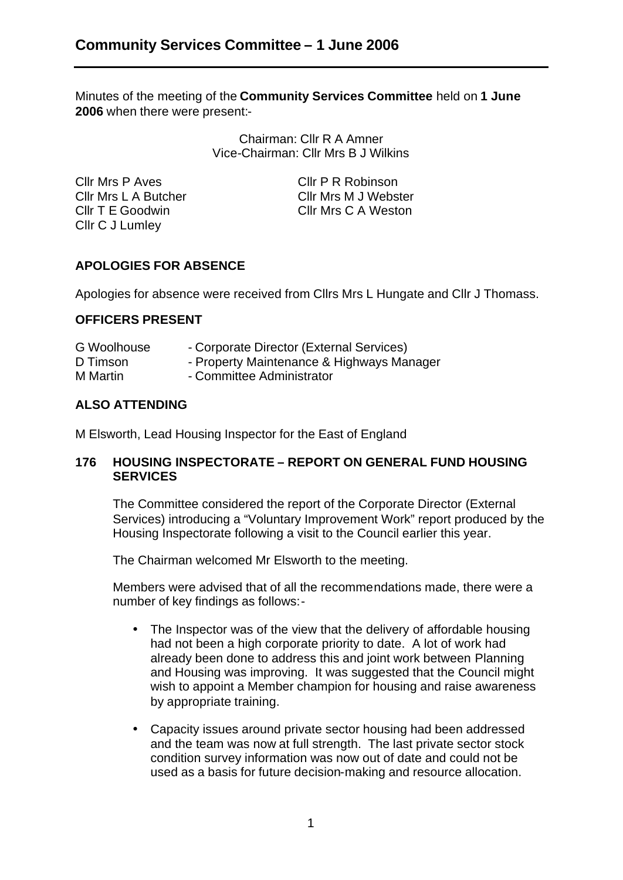# Community Services Committee – 1 June 2006

Minutes of the meeting of the **Community Services Committee** held on **1 June 2006** when there were present:-

Chairman: Cllr R A Amner
Vice-Chairman: Cllr Mrs B J Wilkins

Cllr Mrs P Aves
Cllr Mrs L A Butcher
Cllr T E Goodwin
Cllr C J Lumley
Cllr P R Robinson
Cllr Mrs M J Webster
Cllr Mrs C A Weston

## APOLOGIES FOR ABSENCE

Apologies for absence were received from Cllrs Mrs L Hungate and Cllr J Thomass.

## OFFICERS PRESENT

| | |
|---|---|
| G Woolhouse | - Corporate Director (External Services) |
| D Timson | - Property Maintenance & Highways Manager |
| M Martin | - Committee Administrator |

## ALSO ATTENDING

M Elsworth, Lead Housing Inspector for the East of England

## 176 HOUSING INSPECTORATE – REPORT ON GENERAL FUND HOUSING SERVICES

The Committee considered the report of the Corporate Director (External Services) introducing a "Voluntary Improvement Work" report produced by the Housing Inspectorate following a visit to the Council earlier this year.

The Chairman welcomed Mr Elsworth to the meeting.

Members were advised that of all the recommendations made, there were a number of key findings as follows:-

- The Inspector was of the view that the delivery of affordable housing had not been a high corporate priority to date. A lot of work had already been done to address this and joint work between Planning and Housing was improving. It was suggested that the Council might wish to appoint a Member champion for housing and raise awareness by appropriate training.

- Capacity issues around private sector housing had been addressed and the team was now at full strength. The last private sector stock condition survey information was now out of date and could not be used as a basis for future decision-making and resource allocation.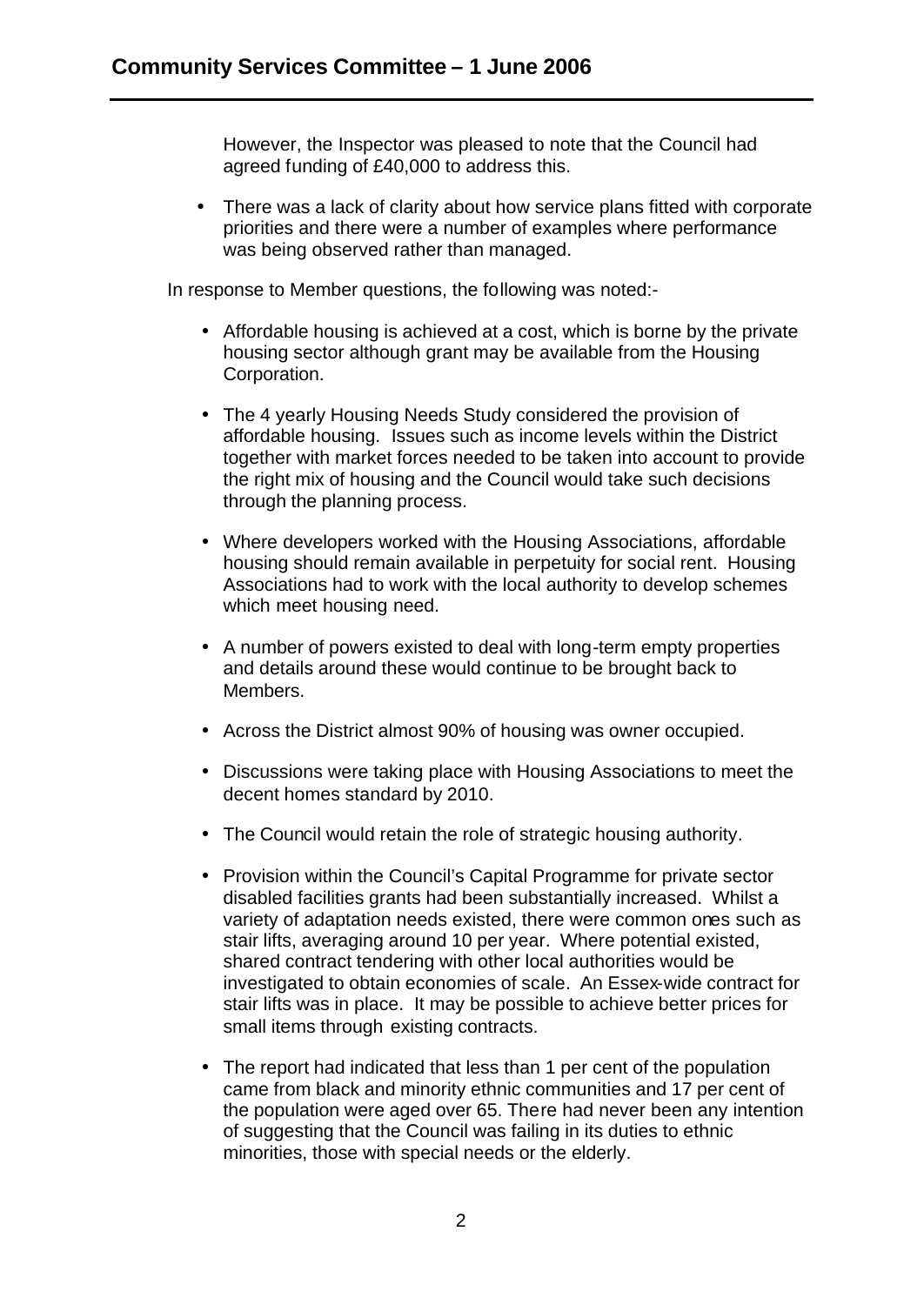However, the Inspector was pleased to note that the Council had agreed funding of £40,000 to address this.

- There was a lack of clarity about how service plans fitted with corporate priorities and there were a number of examples where performance was being observed rather than managed.

In response to Member questions, the following was noted:-

- Affordable housing is achieved at a cost, which is borne by the private housing sector although grant may be available from the Housing Corporation.

- The 4 yearly Housing Needs Study considered the provision of affordable housing. Issues such as income levels within the District together with market forces needed to be taken into account to provide the right mix of housing and the Council would take such decisions through the planning process.

- Where developers worked with the Housing Associations, affordable housing should remain available in perpetuity for social rent. Housing Associations had to work with the local authority to develop schemes which meet housing need.

- A number of powers existed to deal with long-term empty properties and details around these would continue to be brought back to Members.

- Across the District almost 90% of housing was owner occupied.

- Discussions were taking place with Housing Associations to meet the decent homes standard by 2010.

- The Council would retain the role of strategic housing authority.

- Provision within the Council's Capital Programme for private sector disabled facilities grants had been substantially increased. Whilst a variety of adaptation needs existed, there were common ones such as stair lifts, averaging around 10 per year. Where potential existed, shared contract tendering with other local authorities would be investigated to obtain economies of scale. An Essex-wide contract for stair lifts was in place. It may be possible to achieve better prices for small items through existing contracts.

- The report had indicated that less than 1 per cent of the population came from black and minority ethnic communities and 17 per cent of the population were aged over 65. There had never been any intention of suggesting that the Council was failing in its duties to ethnic minorities, those with special needs or the elderly.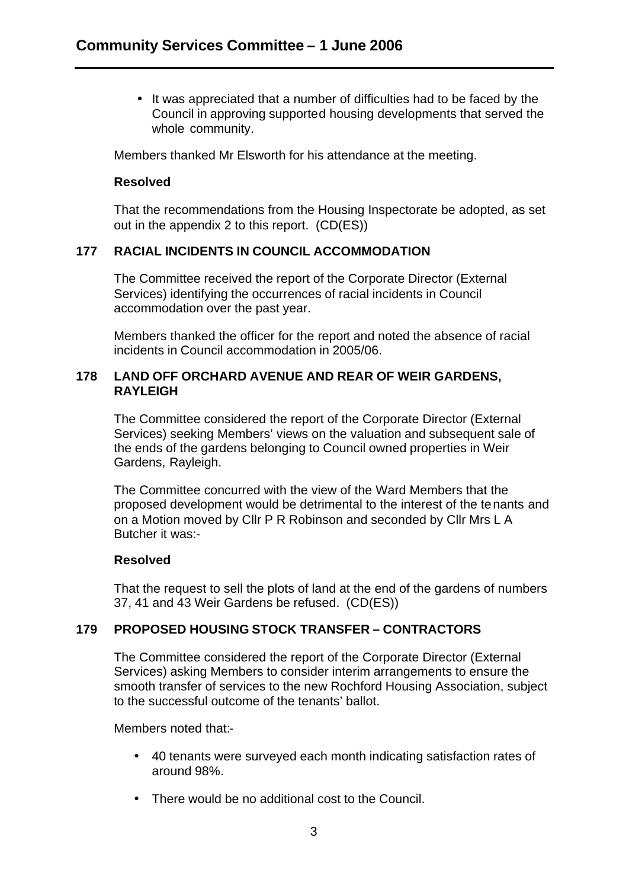- It was appreciated that a number of difficulties had to be faced by the Council in approving supported housing developments that served the whole community.

Members thanked Mr Elsworth for his attendance at the meeting.

**Resolved**

That the recommendations from the Housing Inspectorate be adopted, as set out in the appendix 2 to this report. (CD(ES))

## 177 RACIAL INCIDENTS IN COUNCIL ACCOMMODATION

The Committee received the report of the Corporate Director (External Services) identifying the occurrences of racial incidents in Council accommodation over the past year.

Members thanked the officer for the report and noted the absence of racial incidents in Council accommodation in 2005/06.

## 178 LAND OFF ORCHARD AVENUE AND REAR OF WEIR GARDENS, RAYLEIGH

The Committee considered the report of the Corporate Director (External Services) seeking Members' views on the valuation and subsequent sale of the ends of the gardens belonging to Council owned properties in Weir Gardens, Rayleigh.

The Committee concurred with the view of the Ward Members that the proposed development would be detrimental to the interest of the tenants and on a Motion moved by Cllr P R Robinson and seconded by Cllr Mrs L A Butcher it was:-

**Resolved**

That the request to sell the plots of land at the end of the gardens of numbers 37, 41 and 43 Weir Gardens be refused. (CD(ES))

## 179 PROPOSED HOUSING STOCK TRANSFER – CONTRACTORS

The Committee considered the report of the Corporate Director (External Services) asking Members to consider interim arrangements to ensure the smooth transfer of services to the new Rochford Housing Association, subject to the successful outcome of the tenants' ballot.

Members noted that:-

- 40 tenants were surveyed each month indicating satisfaction rates of around 98%.
- There would be no additional cost to the Council.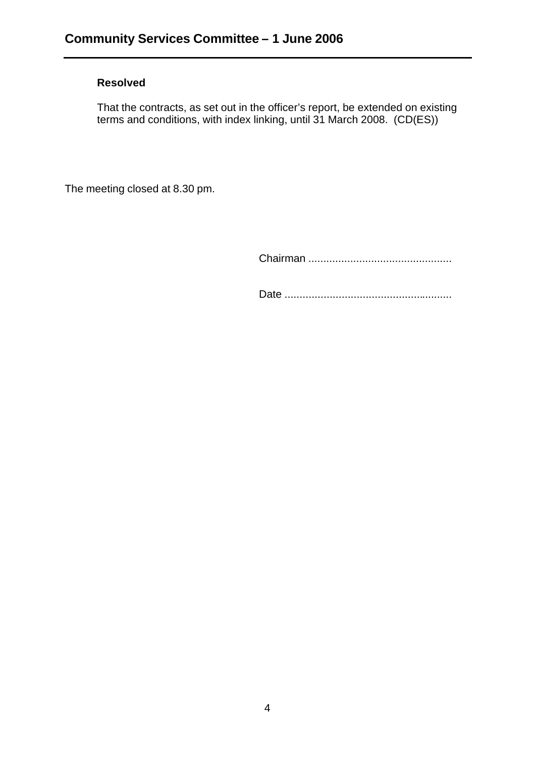**Resolved**

That the contracts, as set out in the officer's report, be extended on existing terms and conditions, with index linking, until 31 March 2008. (CD(ES))

The meeting closed at 8.30 pm.

Chairman ................................................

Date ........................................................